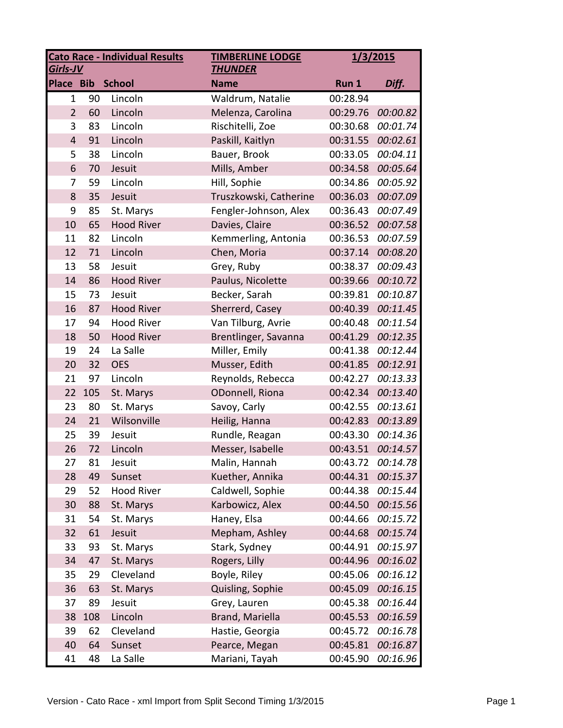| **Cato Race - Individual Results** | | | **TIMBERLINE LODGE** | **1/3/2015** | |
|---|---|---|---|---|---|
| ***Girls-JV*** | | | ***THUNDER*** | | |
| **Place** | **Bib** | **School** | **Name** | **Run 1** | ***Diff.*** |
| 1 | 90 | Lincoln | Waldrum, Natalie | 00:28.94 | |
| 2 | 60 | Lincoln | Melenza, Carolina | 00:29.76 | *00:00.82* |
| 3 | 83 | Lincoln | Rischitelli, Zoe | 00:30.68 | *00:01.74* |
| 4 | 91 | Lincoln | Paskill, Kaitlyn | 00:31.55 | *00:02.61* |
| 5 | 38 | Lincoln | Bauer, Brook | 00:33.05 | *00:04.11* |
| 6 | 70 | Jesuit | Mills, Amber | 00:34.58 | *00:05.64* |
| 7 | 59 | Lincoln | Hill, Sophie | 00:34.86 | *00:05.92* |
| 8 | 35 | Jesuit | Truszkowski, Catherine | 00:36.03 | *00:07.09* |
| 9 | 85 | St. Marys | Fengler-Johnson, Alex | 00:36.43 | *00:07.49* |
| 10 | 65 | Hood River | Davies, Claire | 00:36.52 | *00:07.58* |
| 11 | 82 | Lincoln | Kemmerling, Antonia | 00:36.53 | *00:07.59* |
| 12 | 71 | Lincoln | Chen, Moria | 00:37.14 | *00:08.20* |
| 13 | 58 | Jesuit | Grey, Ruby | 00:38.37 | *00:09.43* |
| 14 | 86 | Hood River | Paulus, Nicolette | 00:39.66 | *00:10.72* |
| 15 | 73 | Jesuit | Becker, Sarah | 00:39.81 | *00:10.87* |
| 16 | 87 | Hood River | Sherrerd, Casey | 00:40.39 | *00:11.45* |
| 17 | 94 | Hood River | Van Tilburg, Avrie | 00:40.48 | *00:11.54* |
| 18 | 50 | Hood River | Brentlinger, Savanna | 00:41.29 | *00:12.35* |
| 19 | 24 | La Salle | Miller, Emily | 00:41.38 | *00:12.44* |
| 20 | 32 | OES | Musser, Edith | 00:41.85 | *00:12.91* |
| 21 | 97 | Lincoln | Reynolds, Rebecca | 00:42.27 | *00:13.33* |
| 22 | 105 | St. Marys | ODonnell, Riona | 00:42.34 | *00:13.40* |
| 23 | 80 | St. Marys | Savoy, Carly | 00:42.55 | *00:13.61* |
| 24 | 21 | Wilsonville | Heilig, Hanna | 00:42.83 | *00:13.89* |
| 25 | 39 | Jesuit | Rundle, Reagan | 00:43.30 | *00:14.36* |
| 26 | 72 | Lincoln | Messer, Isabelle | 00:43.51 | *00:14.57* |
| 27 | 81 | Jesuit | Malin, Hannah | 00:43.72 | *00:14.78* |
| 28 | 49 | Sunset | Kuether, Annika | 00:44.31 | *00:15.37* |
| 29 | 52 | Hood River | Caldwell, Sophie | 00:44.38 | *00:15.44* |
| 30 | 88 | St. Marys | Karbowicz, Alex | 00:44.50 | *00:15.56* |
| 31 | 54 | St. Marys | Haney, Elsa | 00:44.66 | *00:15.72* |
| 32 | 61 | Jesuit | Mepham, Ashley | 00:44.68 | *00:15.74* |
| 33 | 93 | St. Marys | Stark, Sydney | 00:44.91 | *00:15.97* |
| 34 | 47 | St. Marys | Rogers, Lilly | 00:44.96 | *00:16.02* |
| 35 | 29 | Cleveland | Boyle, Riley | 00:45.06 | *00:16.12* |
| 36 | 63 | St. Marys | Quisling, Sophie | 00:45.09 | *00:16.15* |
| 37 | 89 | Jesuit | Grey, Lauren | 00:45.38 | *00:16.44* |
| 38 | 108 | Lincoln | Brand, Mariella | 00:45.53 | *00:16.59* |
| 39 | 62 | Cleveland | Hastie, Georgia | 00:45.72 | *00:16.78* |
| 40 | 64 | Sunset | Pearce, Megan | 00:45.81 | *00:16.87* |
| 41 | 48 | La Salle | Mariani, Tayah | 00:45.90 | *00:16.96* |

Version - Cato Race - xml Import from Split Second Timing 1/3/2015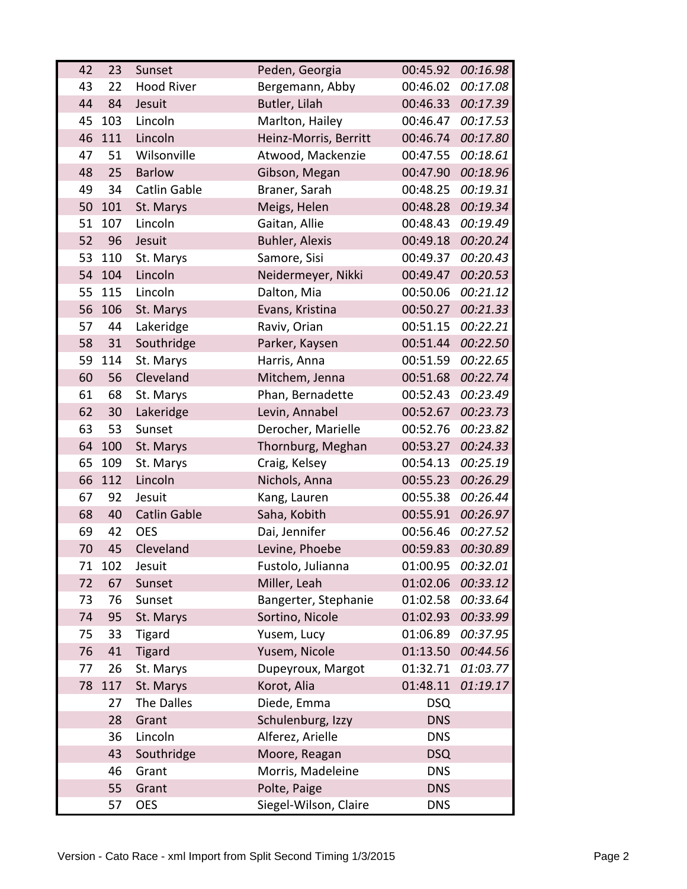| | | | | | |
|---|---|---|---|---|---|
| 42 | 23 | Sunset | Peden, Georgia | 00:45.92 | *00:16.98* |
| 43 | 22 | Hood River | Bergemann, Abby | 00:46.02 | *00:17.08* |
| 44 | 84 | Jesuit | Butler, Lilah | 00:46.33 | *00:17.39* |
| 45 | 103 | Lincoln | Marlton, Hailey | 00:46.47 | *00:17.53* |
| 46 | 111 | Lincoln | Heinz-Morris, Berritt | 00:46.74 | *00:17.80* |
| 47 | 51 | Wilsonville | Atwood, Mackenzie | 00:47.55 | *00:18.61* |
| 48 | 25 | Barlow | Gibson, Megan | 00:47.90 | *00:18.96* |
| 49 | 34 | Catlin Gable | Braner, Sarah | 00:48.25 | *00:19.31* |
| 50 | 101 | St. Marys | Meigs, Helen | 00:48.28 | *00:19.34* |
| 51 | 107 | Lincoln | Gaitan, Allie | 00:48.43 | *00:19.49* |
| 52 | 96 | Jesuit | Buhler, Alexis | 00:49.18 | *00:20.24* |
| 53 | 110 | St. Marys | Samore, Sisi | 00:49.37 | *00:20.43* |
| 54 | 104 | Lincoln | Neidermeyer, Nikki | 00:49.47 | *00:20.53* |
| 55 | 115 | Lincoln | Dalton, Mia | 00:50.06 | *00:21.12* |
| 56 | 106 | St. Marys | Evans, Kristina | 00:50.27 | *00:21.33* |
| 57 | 44 | Lakeridge | Raviv, Orian | 00:51.15 | *00:22.21* |
| 58 | 31 | Southridge | Parker, Kaysen | 00:51.44 | *00:22.50* |
| 59 | 114 | St. Marys | Harris, Anna | 00:51.59 | *00:22.65* |
| 60 | 56 | Cleveland | Mitchem, Jenna | 00:51.68 | *00:22.74* |
| 61 | 68 | St. Marys | Phan, Bernadette | 00:52.43 | *00:23.49* |
| 62 | 30 | Lakeridge | Levin, Annabel | 00:52.67 | *00:23.73* |
| 63 | 53 | Sunset | Derocher, Marielle | 00:52.76 | *00:23.82* |
| 64 | 100 | St. Marys | Thornburg, Meghan | 00:53.27 | *00:24.33* |
| 65 | 109 | St. Marys | Craig, Kelsey | 00:54.13 | *00:25.19* |
| 66 | 112 | Lincoln | Nichols, Anna | 00:55.23 | *00:26.29* |
| 67 | 92 | Jesuit | Kang, Lauren | 00:55.38 | *00:26.44* |
| 68 | 40 | Catlin Gable | Saha, Kobith | 00:55.91 | *00:26.97* |
| 69 | 42 | OES | Dai, Jennifer | 00:56.46 | *00:27.52* |
| 70 | 45 | Cleveland | Levine, Phoebe | 00:59.83 | *00:30.89* |
| 71 | 102 | Jesuit | Fustolo, Julianna | 01:00.95 | *00:32.01* |
| 72 | 67 | Sunset | Miller, Leah | 01:02.06 | *00:33.12* |
| 73 | 76 | Sunset | Bangerter, Stephanie | 01:02.58 | *00:33.64* |
| 74 | 95 | St. Marys | Sortino, Nicole | 01:02.93 | *00:33.99* |
| 75 | 33 | Tigard | Yusem, Lucy | 01:06.89 | *00:37.95* |
| 76 | 41 | Tigard | Yusem, Nicole | 01:13.50 | *00:44.56* |
| 77 | 26 | St. Marys | Dupeyroux, Margot | 01:32.71 | *01:03.77* |
| 78 | 117 | St. Marys | Korot, Alia | 01:48.11 | *01:19.17* |
| | 27 | The Dalles | Diede, Emma | DSQ | |
| | 28 | Grant | Schulenburg, Izzy | DNS | |
| | 36 | Lincoln | Alferez, Arielle | DNS | |
| | 43 | Southridge | Moore, Reagan | DSQ | |
| | 46 | Grant | Morris, Madeleine | DNS | |
| | 55 | Grant | Polte, Paige | DNS | |
| | 57 | OES | Siegel-Wilson, Claire | DNS | |

Version - Cato Race - xml Import from Split Second Timing 1/3/2015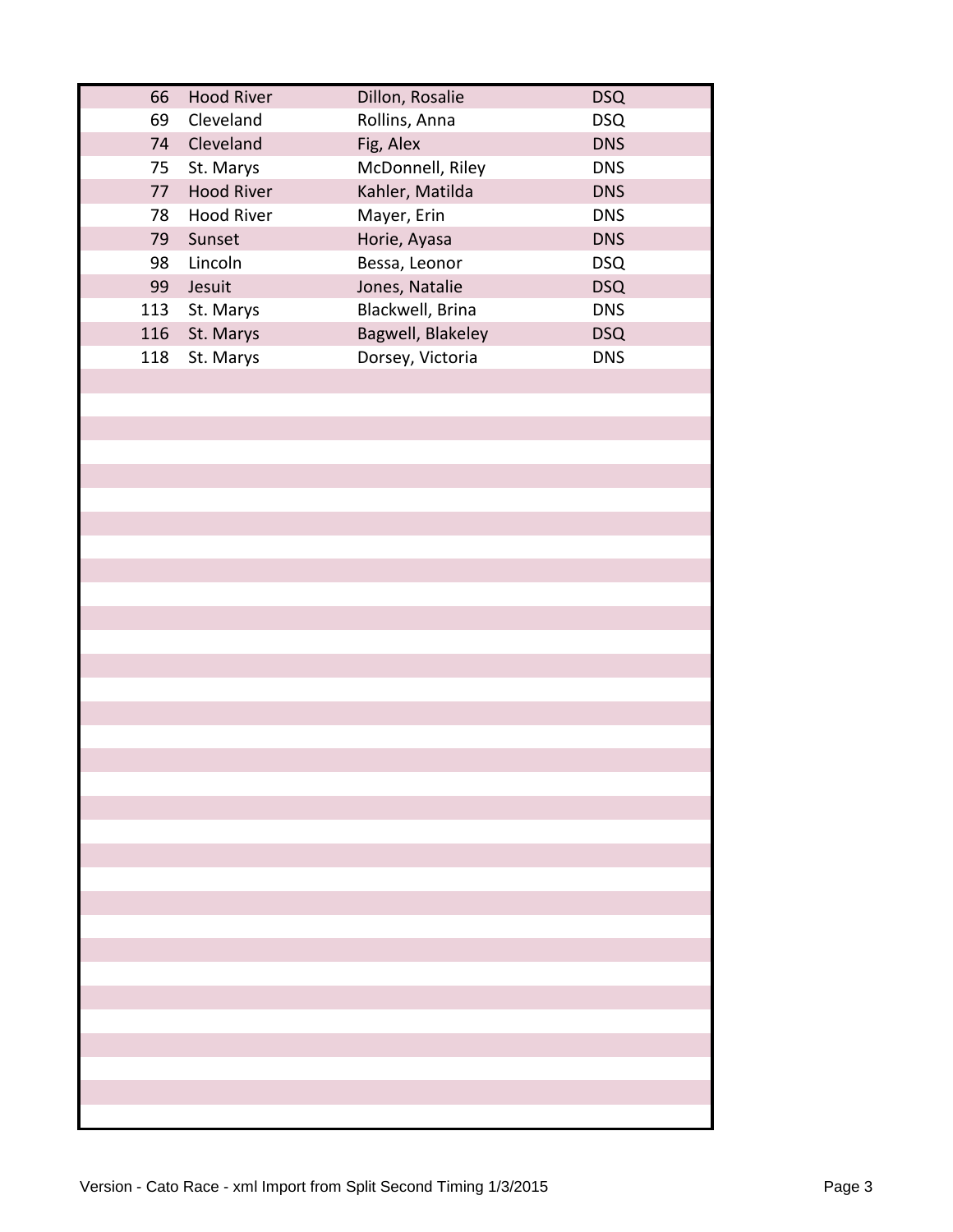| | | | |
|---|---|---|---|
| 66 | Hood River | Dillon, Rosalie | DSQ |
| 69 | Cleveland | Rollins, Anna | DSQ |
| 74 | Cleveland | Fig, Alex | DNS |
| 75 | St. Marys | McDonnell, Riley | DNS |
| 77 | Hood River | Kahler, Matilda | DNS |
| 78 | Hood River | Mayer, Erin | DNS |
| 79 | Sunset | Horie, Ayasa | DNS |
| 98 | Lincoln | Bessa, Leonor | DSQ |
| 99 | Jesuit | Jones, Natalie | DSQ |
| 113 | St. Marys | Blackwell, Brina | DNS |
| 116 | St. Marys | Bagwell, Blakeley | DSQ |
| 118 | St. Marys | Dorsey, Victoria | DNS |

Version - Cato Race - xml Import from Split Second Timing 1/3/2015